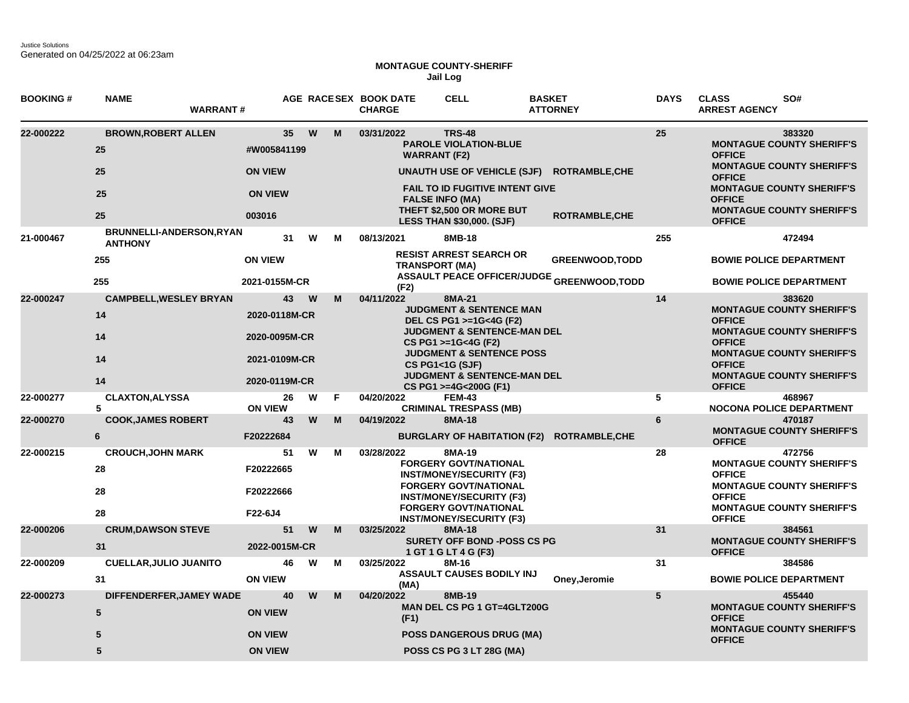Justice Solutions
Generated on 04/25/2022 at 06:23am

**MONTAGUE COUNTY-SHERIFF**
**Jail Log**

| BOOKING # | NAME | WARRANT # | AGE | RACE | SEX | BOOK DATE / CHARGE | CELL | BASKET / ATTORNEY | DAYS | CLASS / ARREST AGENCY | SO# |
|---|---|---|---|---|---|---|---|---|---|---|---|
| 22-000222 | BROWN,ROBERT ALLEN | | 35 | W | M | 03/31/2022 | TRS-48 | | 25 | | 383320 |
| | 25 | #W005841199 | | | | PAROLE VIOLATION-BLUE WARRANT (F2) | | | | MONTAGUE COUNTY SHERIFF'S OFFICE | |
| | 25 | ON VIEW | | | | UNAUTH USE OF VEHICLE (SJF) | | ROTRAMBLE,CHE | | MONTAGUE COUNTY SHERIFF'S OFFICE | |
| | 25 | ON VIEW | | | | FAIL TO ID FUGITIVE INTENT GIVE FALSE INFO (MA) | | | | MONTAGUE COUNTY SHERIFF'S OFFICE | |
| | 25 | 003016 | | | | THEFT $2,500 OR MORE BUT LESS THAN $30,000. (SJF) | | ROTRAMBLE,CHE | | MONTAGUE COUNTY SHERIFF'S OFFICE | |
| 21-000467 | BRUNNELLI-ANDERSON,RYAN ANTHONY | | 31 | W | M | 08/13/2021 | 8MB-18 | | 255 | | 472494 |
| | 255 | ON VIEW | | | | RESIST ARREST SEARCH OR TRANSPORT (MA) | | GREENWOOD,TODD | | BOWIE POLICE DEPARTMENT | |
| | 255 | 2021-0155M-CR | | | | ASSAULT PEACE OFFICER/JUDGE (F2) | | GREENWOOD,TODD | | BOWIE POLICE DEPARTMENT | |
| 22-000247 | CAMPBELL,WESLEY BRYAN | | 43 | W | M | 04/11/2022 | 8MA-21 | | 14 | | 383620 |
| | 14 | 2020-0118M-CR | | | | JUDGMENT & SENTENCE MAN DEL CS PG1 >=1G<4G (F2) | | | | MONTAGUE COUNTY SHERIFF'S OFFICE | |
| | 14 | 2020-0095M-CR | | | | JUDGMENT & SENTENCE-MAN DEL CS PG1 >=1G<4G (F2) | | | | MONTAGUE COUNTY SHERIFF'S OFFICE | |
| | 14 | 2021-0109M-CR | | | | JUDGMENT & SENTENCE POSS CS PG1<1G (SJF) | | | | MONTAGUE COUNTY SHERIFF'S OFFICE | |
| | 14 | 2020-0119M-CR | | | | JUDGMENT & SENTENCE-MAN DEL CS PG1 >=4G<200G (F1) | | | | MONTAGUE COUNTY SHERIFF'S OFFICE | |
| 22-000277 | CLAXTON,ALYSSA | | 26 | W | F | 04/20/2022 | FEM-43 | | 5 | | 468967 |
| | 5 | ON VIEW | | | | CRIMINAL TRESPASS (MB) | | | | NOCONA POLICE DEPARTMENT | |
| 22-000270 | COOK,JAMES ROBERT | | 43 | W | M | 04/19/2022 | 8MA-18 | | 6 | | 470187 |
| | 6 | F20222684 | | | | BURGLARY OF HABITATION (F2) | | ROTRAMBLE,CHE | | MONTAGUE COUNTY SHERIFF'S OFFICE | |
| 22-000215 | CROUCH,JOHN MARK | | 51 | W | M | 03/28/2022 | 8MA-19 | | 28 | | 472756 |
| | 28 | F20222665 | | | | FORGERY GOVT/NATIONAL INST/MONEY/SECURITY (F3) | | | | MONTAGUE COUNTY SHERIFF'S OFFICE | |
| | 28 | F20222666 | | | | FORGERY GOVT/NATIONAL INST/MONEY/SECURITY (F3) | | | | MONTAGUE COUNTY SHERIFF'S OFFICE | |
| | 28 | F22-6J4 | | | | FORGERY GOVT/NATIONAL INST/MONEY/SECURITY (F3) | | | | MONTAGUE COUNTY SHERIFF'S OFFICE | |
| 22-000206 | CRUM,DAWSON STEVE | | 51 | W | M | 03/25/2022 | 8MA-18 | | 31 | | 384561 |
| | 31 | 2022-0015M-CR | | | | SURETY OFF BOND -POSS CS PG 1 GT 1 G LT 4 G (F3) | | | | MONTAGUE COUNTY SHERIFF'S OFFICE | |
| 22-000209 | CUELLAR,JULIO JUANITO | | 46 | W | M | 03/25/2022 | 8M-16 | | 31 | | 384586 |
| | 31 | ON VIEW | | | | ASSAULT CAUSES BODILY INJ (MA) | | Oney,Jeromie | | BOWIE POLICE DEPARTMENT | |
| 22-000273 | DIFFENDERFER,JAMEY WADE | | 40 | W | M | 04/20/2022 | 8MB-19 | | 5 | | 455440 |
| | 5 | ON VIEW | | | | MAN DEL CS PG 1 GT=4GLT200G (F1) | | | | MONTAGUE COUNTY SHERIFF'S OFFICE | |
| | 5 | ON VIEW | | | | POSS DANGEROUS DRUG (MA) | | | | MONTAGUE COUNTY SHERIFF'S OFFICE | |
| | 5 | ON VIEW | | | | POSS CS PG 3 LT 28G (MA) | | | | | |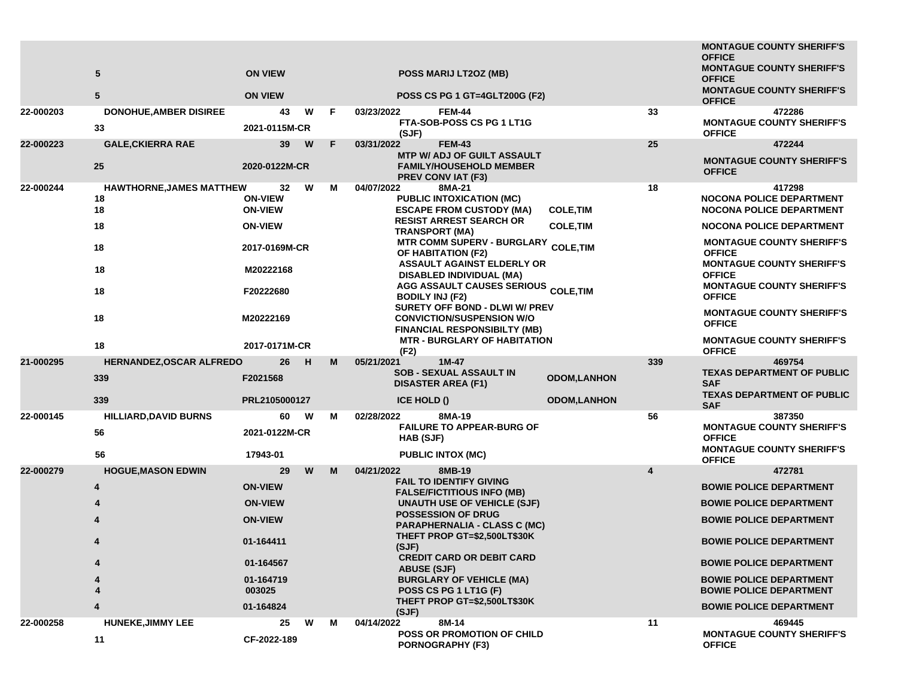| | | | | | | | | | |
|---|---|---|---|---|---|---|---|---|---|
| | | | | | | | | | MONTAGUE COUNTY SHERIFF'S OFFICE |
| | 5 | ON VIEW | | | | POSS MARIJ LT2OZ (MB) | | | MONTAGUE COUNTY SHERIFF'S OFFICE |
| | 5 | ON VIEW | | | | POSS CS PG 1 GT=4GLT200G (F2) | | | MONTAGUE COUNTY SHERIFF'S OFFICE |
| 22-000203 | DONOHUE,AMBER DISIREE | 43 | W | F | 03/23/2022 | FEM-44 | | 33 | 472286 |
| | 33 | 2021-0115M-CR | | | | FTA-SOB-POSS CS PG 1 LT1G (SJF) | | | MONTAGUE COUNTY SHERIFF'S OFFICE |
| 22-000223 | GALE,CKIERRA RAE | 39 | W | F | 03/31/2022 | FEM-43 | | 25 | 472244 |
| | 25 | 2020-0122M-CR | | | | MTP W/ ADJ OF GUILT ASSAULT FAMILY/HOUSEHOLD MEMBER PREV CONV IAT (F3) | | | MONTAGUE COUNTY SHERIFF'S OFFICE |
| 22-000244 | HAWTHORNE,JAMES MATTHEW | 32 | W | M | 04/07/2022 | 8MA-21 | | 18 | 417298 |
| | 18 | ON-VIEW | | | | PUBLIC INTOXICATION (MC) | | | NOCONA POLICE DEPARTMENT |
| | 18 | ON-VIEW | | | | ESCAPE FROM CUSTODY (MA) | COLE,TIM | | NOCONA POLICE DEPARTMENT |
| | 18 | ON-VIEW | | | | RESIST ARREST SEARCH OR TRANSPORT (MA) | COLE,TIM | | NOCONA POLICE DEPARTMENT |
| | 18 | 2017-0169M-CR | | | | MTR COMM SUPERV - BURGLARY OF HABITATION (F2) | COLE,TIM | | MONTAGUE COUNTY SHERIFF'S OFFICE |
| | 18 | M20222168 | | | | ASSAULT AGAINST ELDERLY OR DISABLED INDIVIDUAL (MA) | | | MONTAGUE COUNTY SHERIFF'S OFFICE |
| | 18 | F20222680 | | | | AGG ASSAULT CAUSES SERIOUS BODILY INJ (F2) | COLE,TIM | | MONTAGUE COUNTY SHERIFF'S OFFICE |
| | 18 | M20222169 | | | | SURETY OFF BOND - DLWI W/ PREV CONVICTION/SUSPENSION W/O FINANCIAL RESPONSIBILTY (MB) | | | MONTAGUE COUNTY SHERIFF'S OFFICE |
| | 18 | 2017-0171M-CR | | | | MTR - BURGLARY OF HABITATION (F2) | | | MONTAGUE COUNTY SHERIFF'S OFFICE |
| 21-000295 | HERNANDEZ,OSCAR ALFREDO | 26 | H | M | 05/21/2021 | 1M-47 | | 339 | 469754 |
| | 339 | F2021568 | | | | SOB - SEXUAL ASSAULT IN DISASTER AREA (F1) | ODOM,LANHON | | TEXAS DEPARTMENT OF PUBLIC SAF |
| | 339 | PRL2105000127 | | | | ICE HOLD () | ODOM,LANHON | | TEXAS DEPARTMENT OF PUBLIC SAF |
| 22-000145 | HILLIARD,DAVID BURNS | 60 | W | M | 02/28/2022 | 8MA-19 | | 56 | 387350 |
| | 56 | 2021-0122M-CR | | | | FAILURE TO APPEAR-BURG OF HAB (SJF) | | | MONTAGUE COUNTY SHERIFF'S OFFICE |
| | 56 | 17943-01 | | | | PUBLIC INTOX (MC) | | | MONTAGUE COUNTY SHERIFF'S OFFICE |
| 22-000279 | HOGUE,MASON EDWIN | 29 | W | M | 04/21/2022 | 8MB-19 | | 4 | 472781 |
| | 4 | ON-VIEW | | | | FAIL TO IDENTIFY GIVING FALSE/FICTITIOUS INFO (MB) | | | BOWIE POLICE DEPARTMENT |
| | 4 | ON-VIEW | | | | UNAUTH USE OF VEHICLE (SJF) | | | BOWIE POLICE DEPARTMENT |
| | 4 | ON-VIEW | | | | POSSESSION OF DRUG PARAPHERNALIA - CLASS C (MC) | | | BOWIE POLICE DEPARTMENT |
| | 4 | 01-164411 | | | | THEFT PROP GT=$2,500LT$30K (SJF) | | | BOWIE POLICE DEPARTMENT |
| | 4 | 01-164567 | | | | CREDIT CARD OR DEBIT CARD ABUSE (SJF) | | | BOWIE POLICE DEPARTMENT |
| | 4 | 01-164719 | | | | BURGLARY OF VEHICLE (MA) | | | BOWIE POLICE DEPARTMENT |
| | 4 | 003025 | | | | POSS CS PG 1 LT1G (F) | | | BOWIE POLICE DEPARTMENT |
| | 4 | 01-164824 | | | | THEFT PROP GT=$2,500LT$30K (SJF) | | | BOWIE POLICE DEPARTMENT |
| 22-000258 | HUNEKE,JIMMY LEE | 25 | W | M | 04/14/2022 | 8M-14 | | 11 | 469445 |
| | 11 | CF-2022-189 | | | | POSS OR PROMOTION OF CHILD PORNOGRAPHY (F3) | | | MONTAGUE COUNTY SHERIFF'S OFFICE |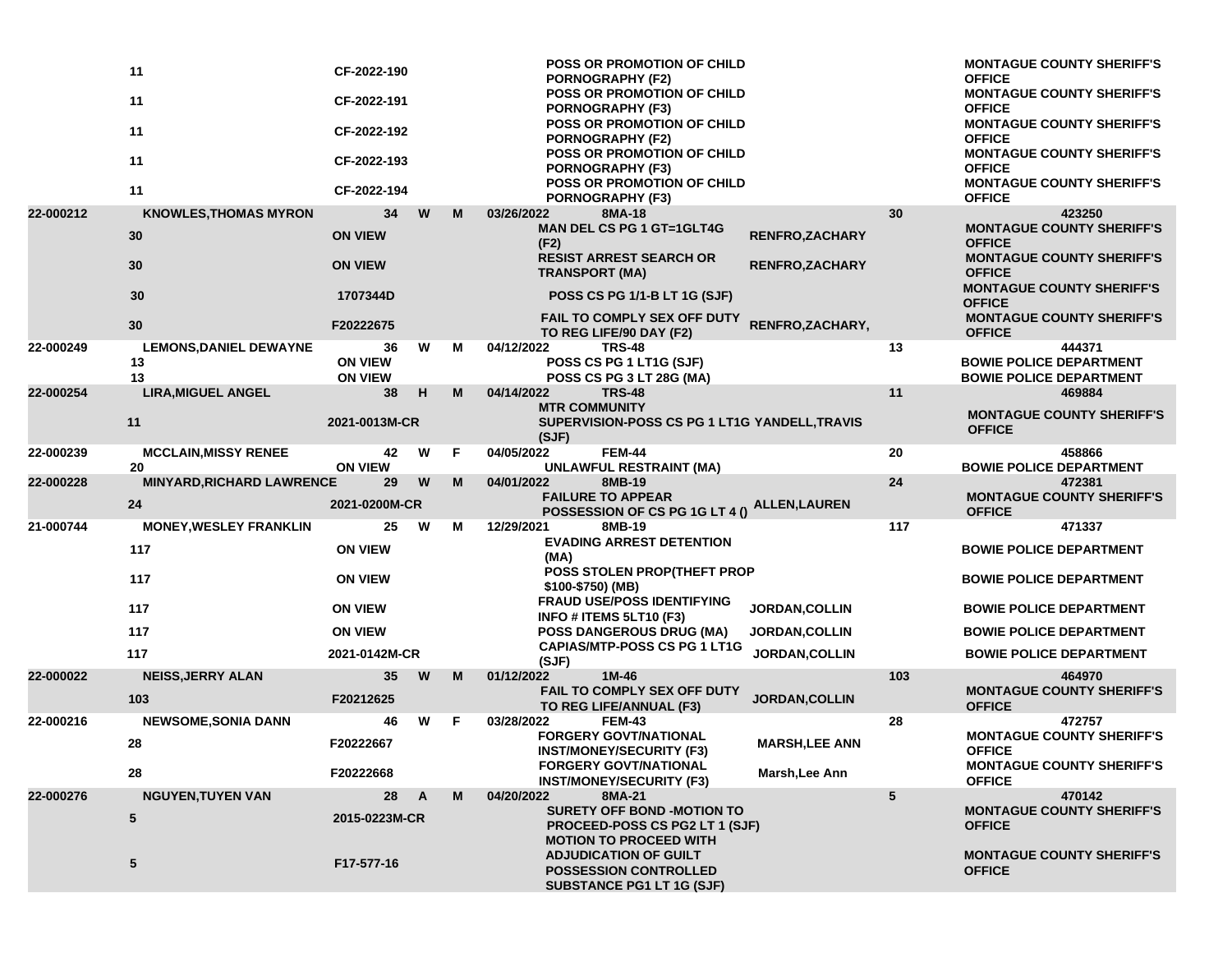| | | | | | | | | | |
|---|---|---|---|---|---|---|---|---|---|
| | 11 | CF-2022-190 | | | | POSS OR PROMOTION OF CHILD PORNOGRAPHY (F2) | | | MONTAGUE COUNTY SHERIFF'S OFFICE |
| | 11 | CF-2022-191 | | | | POSS OR PROMOTION OF CHILD PORNOGRAPHY (F3) | | | MONTAGUE COUNTY SHERIFF'S OFFICE |
| | 11 | CF-2022-192 | | | | POSS OR PROMOTION OF CHILD PORNOGRAPHY (F2) | | | MONTAGUE COUNTY SHERIFF'S OFFICE |
| | 11 | CF-2022-193 | | | | POSS OR PROMOTION OF CHILD PORNOGRAPHY (F3) | | | MONTAGUE COUNTY SHERIFF'S OFFICE |
| | 11 | CF-2022-194 | | | | POSS OR PROMOTION OF CHILD PORNOGRAPHY (F3) | | | MONTAGUE COUNTY SHERIFF'S OFFICE |
| 22-000212 | KNOWLES,THOMAS MYRON | 34 | W | M | 03/26/2022 | 8MA-18 | | 30 | 423250 |
| | 30 | ON VIEW | | | | MAN DEL CS PG 1 GT=1GLT4G (F2) | RENFRO,ZACHARY | | MONTAGUE COUNTY SHERIFF'S OFFICE |
| | 30 | ON VIEW | | | | RESIST ARREST SEARCH OR TRANSPORT (MA) | RENFRO,ZACHARY | | MONTAGUE COUNTY SHERIFF'S OFFICE |
| | 30 | 1707344D | | | | POSS CS PG 1/1-B LT 1G (SJF) | | | MONTAGUE COUNTY SHERIFF'S OFFICE |
| | 30 | F20222675 | | | | FAIL TO COMPLY SEX OFF DUTY TO REG LIFE/90 DAY (F2) | RENFRO,ZACHARY, | | MONTAGUE COUNTY SHERIFF'S OFFICE |
| 22-000249 | LEMONS,DANIEL DEWAYNE | 36 | W | M | 04/12/2022 | TRS-48 | | 13 | 444371 |
| | 13 | ON VIEW | | | | POSS CS PG 1 LT1G (SJF) | | | BOWIE POLICE DEPARTMENT |
| | 13 | ON VIEW | | | | POSS CS PG 3 LT 28G (MA) | | | BOWIE POLICE DEPARTMENT |
| 22-000254 | LIRA,MIGUEL ANGEL | 38 | H | M | 04/14/2022 | TRS-48 | | 11 | 469884 |
| | 11 | 2021-0013M-CR | | | | MTR COMMUNITY SUPERVISION-POSS CS PG 1 LT1G (SJF) | YANDELL,TRAVIS | | MONTAGUE COUNTY SHERIFF'S OFFICE |
| 22-000239 | MCCLAIN,MISSY RENEE | 42 | W | F | 04/05/2022 | FEM-44 | | 20 | 458866 |
| | 20 | ON VIEW | | | | UNLAWFUL RESTRAINT (MA) | | | BOWIE POLICE DEPARTMENT |
| 22-000228 | MINYARD,RICHARD LAWRENCE | 29 | W | M | 04/01/2022 | 8MB-19 | | 24 | 472381 |
| | 24 | 2021-0200M-CR | | | | FAILURE TO APPEAR POSSESSION OF CS PG 1G LT 4 () | ALLEN,LAUREN | | MONTAGUE COUNTY SHERIFF'S OFFICE |
| 21-000744 | MONEY,WESLEY FRANKLIN | 25 | W | M | 12/29/2021 | 8MB-19 | | 117 | 471337 |
| | 117 | ON VIEW | | | | EVADING ARREST DETENTION (MA) | | | BOWIE POLICE DEPARTMENT |
| | 117 | ON VIEW | | | | POSS STOLEN PROP(THEFT PROP $100-$750) (MB) | | | BOWIE POLICE DEPARTMENT |
| | 117 | ON VIEW | | | | FRAUD USE/POSS IDENTIFYING INFO # ITEMS 5LT10 (F3) | JORDAN,COLLIN | | BOWIE POLICE DEPARTMENT |
| | 117 | ON VIEW | | | | POSS DANGEROUS DRUG (MA) | JORDAN,COLLIN | | BOWIE POLICE DEPARTMENT |
| | 117 | 2021-0142M-CR | | | | CAPIAS/MTP-POSS CS PG 1 LT1G (SJF) | JORDAN,COLLIN | | BOWIE POLICE DEPARTMENT |
| 22-000022 | NEISS,JERRY ALAN | 35 | W | M | 01/12/2022 | 1M-46 | | 103 | 464970 |
| | 103 | F20212625 | | | | FAIL TO COMPLY SEX OFF DUTY TO REG LIFE/ANNUAL (F3) | JORDAN,COLLIN | | MONTAGUE COUNTY SHERIFF'S OFFICE |
| 22-000216 | NEWSOME,SONIA DANN | 46 | W | F | 03/28/2022 | FEM-43 | | 28 | 472757 |
| | 28 | F20222667 | | | | FORGERY GOVT/NATIONAL INST/MONEY/SECURITY (F3) | MARSH,LEE ANN | | MONTAGUE COUNTY SHERIFF'S OFFICE |
| | 28 | F20222668 | | | | FORGERY GOVT/NATIONAL INST/MONEY/SECURITY (F3) | Marsh,Lee Ann | | MONTAGUE COUNTY SHERIFF'S OFFICE |
| 22-000276 | NGUYEN,TUYEN VAN | 28 | A | M | 04/20/2022 | 8MA-21 | | 5 | 470142 |
| | 5 | 2015-0223M-CR | | | | SURETY OFF BOND -MOTION TO PROCEED-POSS CS PG2 LT 1 (SJF) | | | MONTAGUE COUNTY SHERIFF'S OFFICE |
| | 5 | F17-577-16 | | | | MOTION TO PROCEED WITH ADJUDICATION OF GUILT POSSESSION CONTROLLED SUBSTANCE PG1 LT 1G (SJF) | | | MONTAGUE COUNTY SHERIFF'S OFFICE |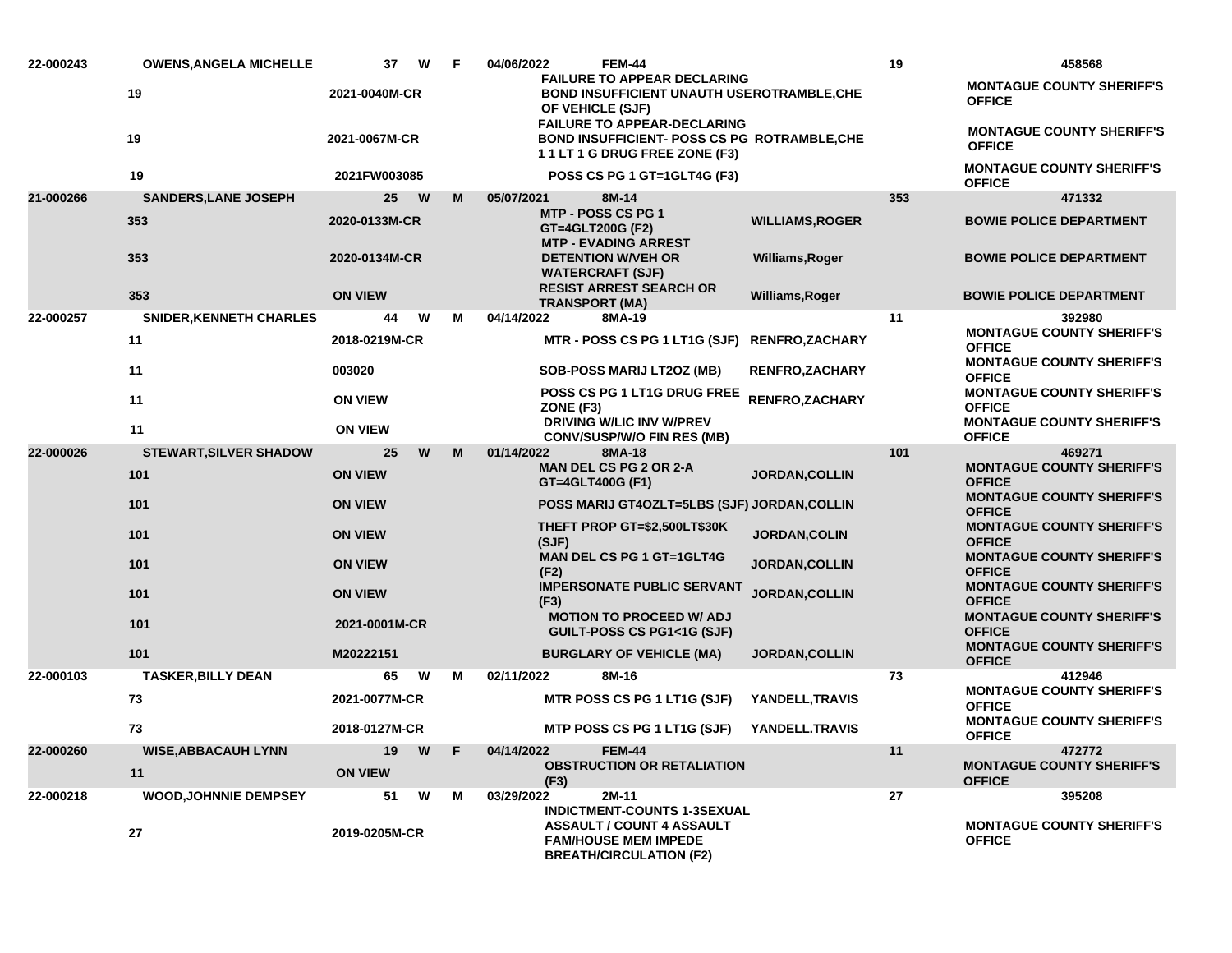| | | | | | | | | | | |
|---|---|---|---|---|---|---|---|---|---|---|
| 22-000243 | OWENS,ANGELA MICHELLE | 37 | W | F | 04/06/2022 | FEM-44 | | 19 | | 458568 |
| | 19 | 2021-0040M-CR | | | | FAILURE TO APPEAR DECLARING BOND INSUFFICIENT UNAUTH USE OF VEHICLE (SJF) | ROTRAMBLE,CHE | | | MONTAGUE COUNTY SHERIFF'S OFFICE |
| | 19 | 2021-0067M-CR | | | | FAILURE TO APPEAR-DECLARING BOND INSUFFICIENT- POSS CS PG 1 1 LT 1 G DRUG FREE ZONE (F3) | ROTRAMBLE,CHE | | | MONTAGUE COUNTY SHERIFF'S OFFICE |
| | 19 | 2021FW003085 | | | | POSS CS PG 1 GT=1GLT4G (F3) | | | | MONTAGUE COUNTY SHERIFF'S OFFICE |
| 21-000266 | SANDERS,LANE JOSEPH | 25 | W | M | 05/07/2021 | 8M-14 | | 353 | | 471332 |
| | 353 | 2020-0133M-CR | | | | MTP - POSS CS PG 1 GT=4GLT200G (F2) | WILLIAMS,ROGER | | | BOWIE POLICE DEPARTMENT |
| | 353 | 2020-0134M-CR | | | | MTP - EVADING ARREST DETENTION W/VEH OR WATERCRAFT (SJF) | Williams,Roger | | | BOWIE POLICE DEPARTMENT |
| | 353 | ON VIEW | | | | RESIST ARREST SEARCH OR TRANSPORT (MA) | Williams,Roger | | | BOWIE POLICE DEPARTMENT |
| 22-000257 | SNIDER,KENNETH CHARLES | 44 | W | M | 04/14/2022 | 8MA-19 | | 11 | | 392980 |
| | 11 | 2018-0219M-CR | | | | MTR - POSS CS PG 1 LT1G (SJF) | RENFRO,ZACHARY | | | MONTAGUE COUNTY SHERIFF'S OFFICE |
| | 11 | 003020 | | | | SOB-POSS MARIJ LT2OZ (MB) | RENFRO,ZACHARY | | | MONTAGUE COUNTY SHERIFF'S OFFICE |
| | 11 | ON VIEW | | | | POSS CS PG 1 LT1G DRUG FREE ZONE (F3) | RENFRO,ZACHARY | | | MONTAGUE COUNTY SHERIFF'S OFFICE |
| | 11 | ON VIEW | | | | DRIVING W/LIC INV W/PREV CONV/SUSP/W/O FIN RES (MB) | | | | MONTAGUE COUNTY SHERIFF'S OFFICE |
| 22-000026 | STEWART,SILVER SHADOW | 25 | W | M | 01/14/2022 | 8MA-18 | | 101 | | 469271 |
| | 101 | ON VIEW | | | | MAN DEL CS PG 2 OR 2-A GT=4GLT400G (F1) | JORDAN,COLLIN | | | MONTAGUE COUNTY SHERIFF'S OFFICE |
| | 101 | ON VIEW | | | | POSS MARIJ GT4OZLT=5LBS (SJF) | JORDAN,COLLIN | | | MONTAGUE COUNTY SHERIFF'S OFFICE |
| | 101 | ON VIEW | | | | THEFT PROP GT=$2,500LT$30K (SJF) | JORDAN,COLIN | | | MONTAGUE COUNTY SHERIFF'S OFFICE |
| | 101 | ON VIEW | | | | MAN DEL CS PG 1 GT=1GLT4G (F2) | JORDAN,COLLIN | | | MONTAGUE COUNTY SHERIFF'S OFFICE |
| | 101 | ON VIEW | | | | IMPERSONATE PUBLIC SERVANT (F3) | JORDAN,COLLIN | | | MONTAGUE COUNTY SHERIFF'S OFFICE |
| | 101 | 2021-0001M-CR | | | | MOTION TO PROCEED W/ ADJ GUILT-POSS CS PG1<1G (SJF) | | | | MONTAGUE COUNTY SHERIFF'S OFFICE |
| | 101 | M20222151 | | | | BURGLARY OF VEHICLE (MA) | JORDAN,COLLIN | | | MONTAGUE COUNTY SHERIFF'S OFFICE |
| 22-000103 | TASKER,BILLY DEAN | 65 | W | M | 02/11/2022 | 8M-16 | | 73 | | 412946 |
| | 73 | 2021-0077M-CR | | | | MTR POSS CS PG 1 LT1G (SJF) | YANDELL,TRAVIS | | | MONTAGUE COUNTY SHERIFF'S OFFICE |
| | 73 | 2018-0127M-CR | | | | MTP POSS CS PG 1 LT1G (SJF) | YANDELL.TRAVIS | | | MONTAGUE COUNTY SHERIFF'S OFFICE |
| 22-000260 | WISE,ABBACAUH LYNN | 19 | W | F | 04/14/2022 | FEM-44 | | 11 | | 472772 |
| | 11 | ON VIEW | | | | OBSTRUCTION OR RETALIATION (F3) | | | | MONTAGUE COUNTY SHERIFF'S OFFICE |
| 22-000218 | WOOD,JOHNNIE DEMPSEY | 51 | W | M | 03/29/2022 | 2M-11 | | 27 | | 395208 |
| | 27 | 2019-0205M-CR | | | | INDICTMENT-COUNTS 1-3SEXUAL ASSAULT / COUNT 4 ASSAULT FAM/HOUSE MEM IMPEDE BREATH/CIRCULATION (F2) | | | | MONTAGUE COUNTY SHERIFF'S OFFICE |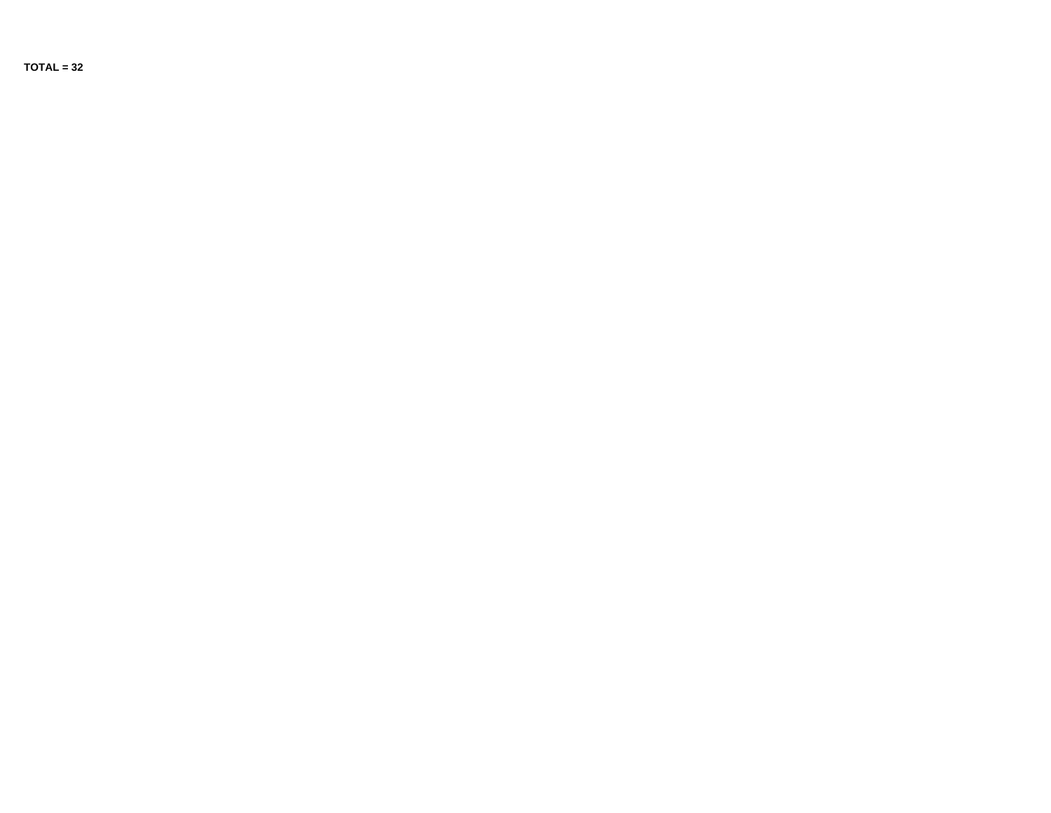**TOTAL = 32**